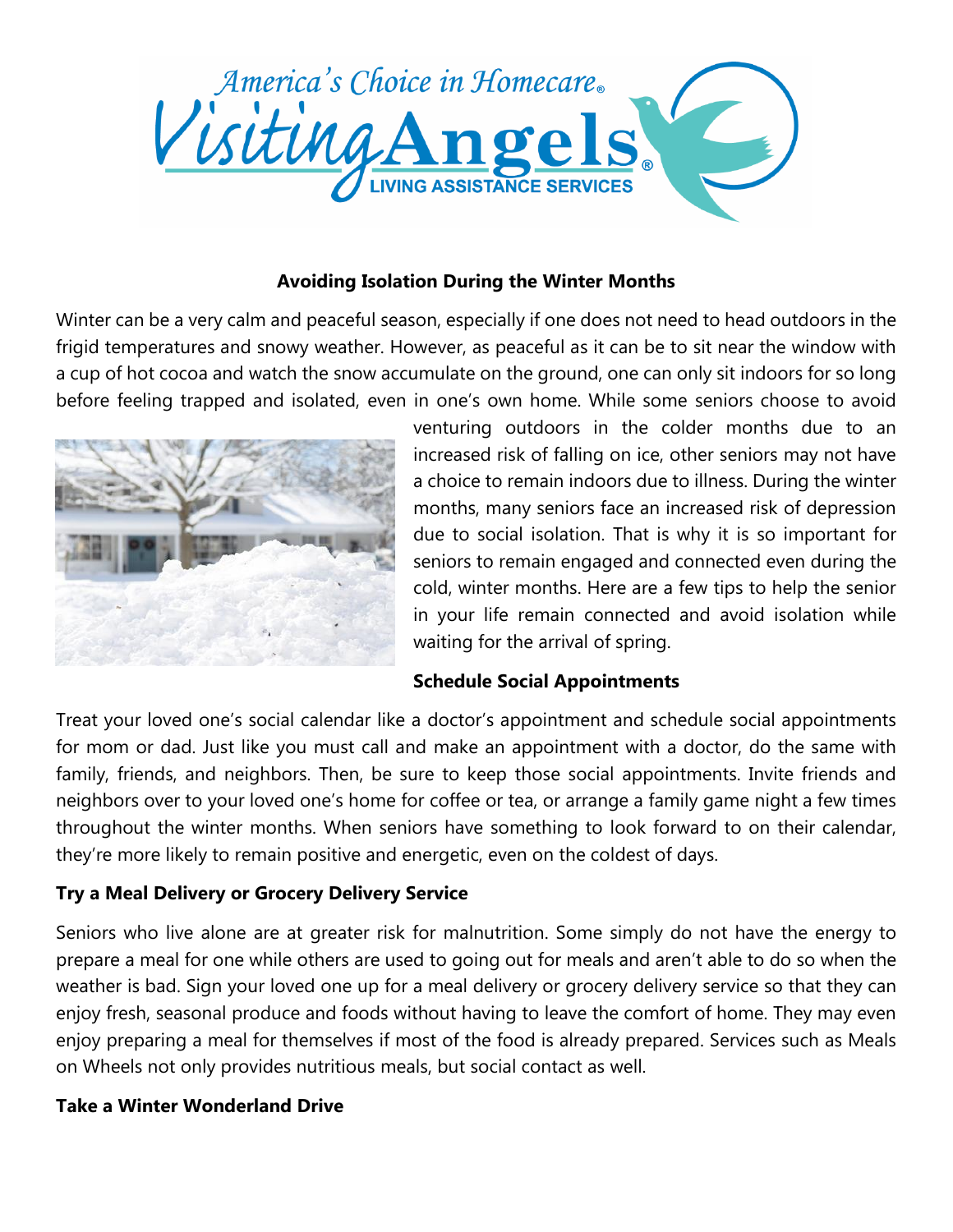## Avoiding Isolation During the Winter Months

Winter can be a very calm and peaceful season, especially if one does not need to head outdoors in the frigid temperatures and snowy weather. However, as peaceful as it can be to sit near the window with a cup of hot cocoa and watch the snow accumulate on the ground, one can only sit indoors for so long before feeling trapped and isolated, even in one's own home. While some seniors choose to avoid venturing outdoors in the colder months due to an increased risk of falling on ice, other seniors may not have a choice to remain indoors due to illness. During the winter months, many seniors face an increased risk of depression due to social isolation. That is why it is so important for seniors to remain engaged and connected even during the cold, winter months. Here are a few tips to help the senior in your life remain connected and avoid isolation while waiting for the arrival of spring.

### Schedule Social Appointments

Treat your loved one's social calendar like a doctor's appointment and schedule social appointments for mom or dad. Just like you must call and make an appointment with a doctor, do the same with family, friends, and neighbors. Then, be sure to keep those social appointments. Invite friends and neighbors over to your loved one's home for coffee or tea, or arrange a family game night a few times throughout the winter months. When seniors have something to look forward to on their calendar, they're more likely to remain positive and energetic, even on the coldest of days.

### Try a Meal Delivery or Grocery Delivery Service

Seniors who live alone are at greater risk for malnutrition. Some simply do not have the energy to prepare a meal for one while others are used to going out for meals and aren't able to do so when the weather is bad. Sign your loved one up for a meal delivery or grocery delivery service so that they can enjoy fresh, seasonal produce and foods without having to leave the comfort of home. They may even enjoy preparing a meal for themselves if most of the food is already prepared. Services such as Meals on Wheels not only provides nutritious meals, but social contact as well.

### Take a Winter Wonderland Drive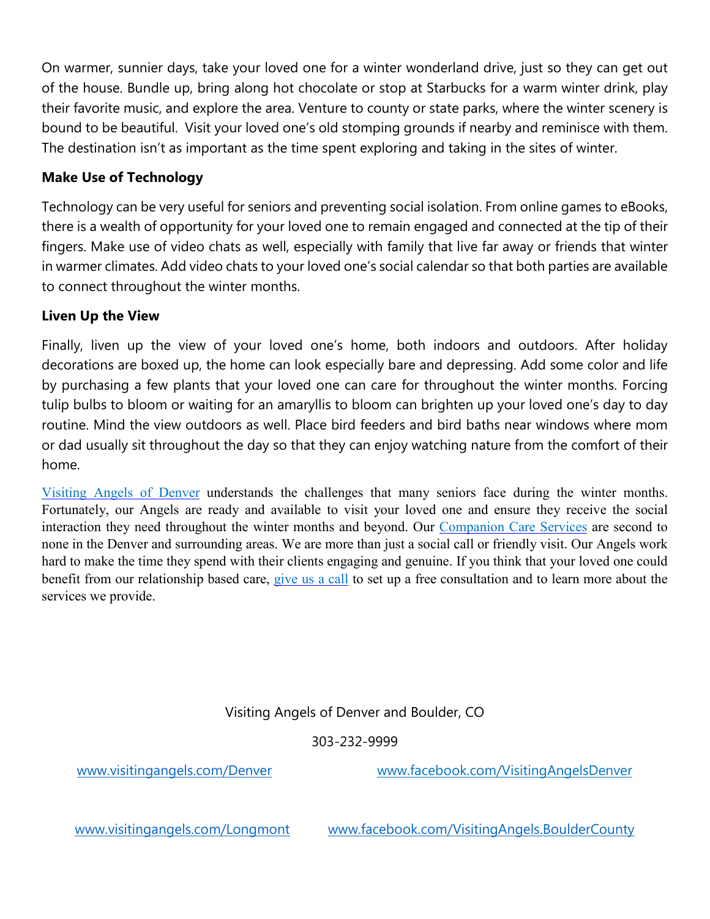On warmer, sunnier days, take your loved one for a winter wonderland drive, just so they can get out of the house. Bundle up, bring along hot chocolate or stop at Starbucks for a warm winter drink, play their favorite music, and explore the area. Venture to county or state parks, where the winter scenery is bound to be beautiful. Visit your loved one's old stomping grounds if nearby and reminisce with them. The destination isn't as important as the time spent exploring and taking in the sites of winter.

**Make Use of Technology**

Technology can be very useful for seniors and preventing social isolation. From online games to eBooks, there is a wealth of opportunity for your loved one to remain engaged and connected at the tip of their fingers. Make use of video chats as well, especially with family that live far away or friends that winter in warmer climates. Add video chats to your loved one's social calendar so that both parties are available to connect throughout the winter months.

**Liven Up the View**

Finally, liven up the view of your loved one's home, both indoors and outdoors. After holiday decorations are boxed up, the home can look especially bare and depressing. Add some color and life by purchasing a few plants that your loved one can care for throughout the winter months. Forcing tulip bulbs to bloom or waiting for an amaryllis to bloom can brighten up your loved one's day to day routine. Mind the view outdoors as well. Place bird feeders and bird baths near windows where mom or dad usually sit throughout the day so that they can enjoy watching nature from the comfort of their home.

Visiting Angels of Denver understands the challenges that many seniors face during the winter months. Fortunately, our Angels are ready and available to visit your loved one and ensure they receive the social interaction they need throughout the winter months and beyond. Our Companion Care Services are second to none in the Denver and surrounding areas. We are more than just a social call or friendly visit. Our Angels work hard to make the time they spend with their clients engaging and genuine. If you think that your loved one could benefit from our relationship based care, give us a call to set up a free consultation and to learn more about the services we provide.

Visiting Angels of Denver and Boulder, CO

303-232-9999

www.visitingangels.com/Denver www.facebook.com/VisitingAngelsDenver

www.visitingangels.com/Longmont www.facebook.com/VisitingAngels.BoulderCounty